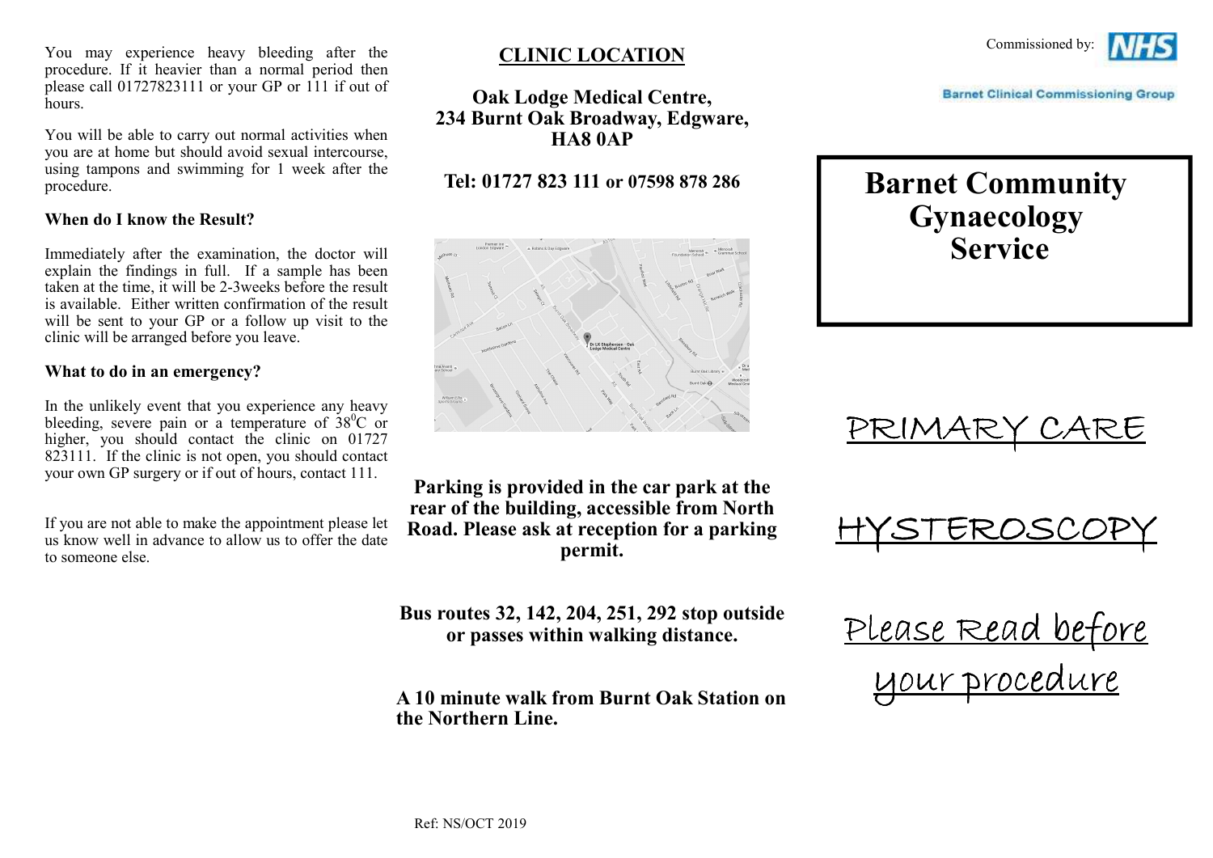You may experience heavy bleeding after the procedure. If it heavier than a normal period then please call 01727823111 or your GP or 111 if out of hours.

You will be able to carry out normal activities when you are at home but should avoid sexual intercourse, using tampons and swimming for 1 week after the procedure.

**When do I know the Result?**

Immediately after the examination, the doctor will explain the findings in full. If a sample has been taken at the time, it will be 2-3weeks before the result is available. Either written confirmation of the result will be sent to your GP or a follow up visit to the clinic will be arranged before you leave.

**What to do in an emergency?**

In the unlikely event that you experience any heavy bleeding, severe pain or a temperature of $38^0$C or higher, you should contact the clinic on 01727 823111. If the clinic is not open, you should contact your own GP surgery or if out of hours, contact 111.

If you are not able to make the appointment please let us know well in advance to allow us to offer the date to someone else.

## CLINIC LOCATION

**Oak Lodge Medical Centre,
234 Burnt Oak Broadway, Edgware,
HA8 0AP**

**Tel: 01727 823 111 or 07598 878 286**

**Parking is provided in the car park at the rear of the building, accessible from North Road. Please ask at reception for a parking permit.**

**Bus routes 32, 142, 204, 251, 292 stop outside or passes within walking distance.**

**A 10 minute walk from Burnt Oak Station on the Northern Line.**

Ref: NS/OCT 2019

Commissioned by: NHS
Barnet Clinical Commissioning Group

# Barnet Community Gynaecology Service

# PRIMARY CARE

# HYSTEROSCOPY

## Please Read before your procedure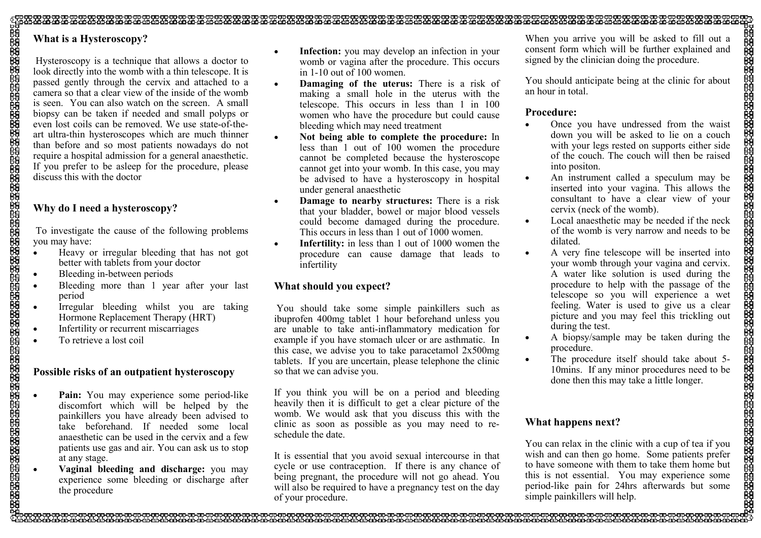## What is a Hysteroscopy?

Hysteroscopy is a technique that allows a doctor to look directly into the womb with a thin telescope. It is passed gently through the cervix and attached to a camera so that a clear view of the inside of the womb is seen. You can also watch on the screen. A small biopsy can be taken if needed and small polyps or even lost coils can be removed. We use state-of-the-art ultra-thin hysteroscopes which are much thinner than before and so most patients nowadays do not require a hospital admission for a general anaesthetic. If you prefer to be asleep for the procedure, please discuss this with the doctor

## Why do I need a hysteroscopy?

To investigate the cause of the following problems you may have:

- Heavy or irregular bleeding that has not got better with tablets from your doctor
- Bleeding in-between periods
- Bleeding more than 1 year after your last period
- Irregular bleeding whilst you are taking Hormone Replacement Therapy (HRT)
- Infertility or recurrent miscarriages
- To retrieve a lost coil

## Possible risks of an outpatient hysteroscopy

- **Pain:** You may experience some period-like discomfort which will be helped by the painkillers you have already been advised to take beforehand. If needed some local anaesthetic can be used in the cervix and a few patients use gas and air. You can ask us to stop at any stage.
- **Vaginal bleeding and discharge:** you may experience some bleeding or discharge after the procedure
- **Infection:** you may develop an infection in your womb or vagina after the procedure. This occurs in 1-10 out of 100 women.
- **Damaging of the uterus:** There is a risk of making a small hole in the uterus with the telescope. This occurs in less than 1 in 100 women who have the procedure but could cause bleeding which may need treatment
- **Not being able to complete the procedure:** In less than 1 out of 100 women the procedure cannot be completed because the hysteroscope cannot get into your womb. In this case, you may be advised to have a hysteroscopy in hospital under general anaesthetic
- **Damage to nearby structures:** There is a risk that your bladder, bowel or major blood vessels could become damaged during the procedure. This occurs in less than 1 out of 1000 women.
- **Infertility:** in less than 1 out of 1000 women the procedure can cause damage that leads to infertility

## What should you expect?

You should take some simple painkillers such as ibuprofen 400mg tablet 1 hour beforehand unless you are unable to take anti-inflammatory medication for example if you have stomach ulcer or are asthmatic. In this case, we advise you to take paracetamol 2x500mg tablets. If you are uncertain, please telephone the clinic so that we can advise you.

If you think you will be on a period and bleeding heavily then it is difficult to get a clear picture of the womb. We would ask that you discuss this with the clinic as soon as possible as you may need to re-schedule the date.

It is essential that you avoid sexual intercourse in that cycle or use contraception. If there is any chance of being pregnant, the procedure will not go ahead. You will also be required to have a pregnancy test on the day of your procedure.

When you arrive you will be asked to fill out a consent form which will be further explained and signed by the clinician doing the procedure.

You should anticipate being at the clinic for about an hour in total.

## Procedure:

- Once you have undressed from the waist down you will be asked to lie on a couch with your legs rested on supports either side of the couch. The couch will then be raised into positon.
- An instrument called a speculum may be inserted into your vagina. This allows the consultant to have a clear view of your cervix (neck of the womb).
- Local anaesthetic may be needed if the neck of the womb is very narrow and needs to be dilated.
- A very fine telescope will be inserted into your womb through your vagina and cervix. A water like solution is used during the procedure to help with the passage of the telescope so you will experience a wet feeling. Water is used to give us a clear picture and you may feel this trickling out during the test.
- A biopsy/sample may be taken during the procedure.
- The procedure itself should take about 5-10mins. If any minor procedures need to be done then this may take a little longer.

## What happens next?

You can relax in the clinic with a cup of tea if you wish and can then go home. Some patients prefer to have someone with them to take them home but this is not essential. You may experience some period-like pain for 24hrs afterwards but some simple painkillers will help.